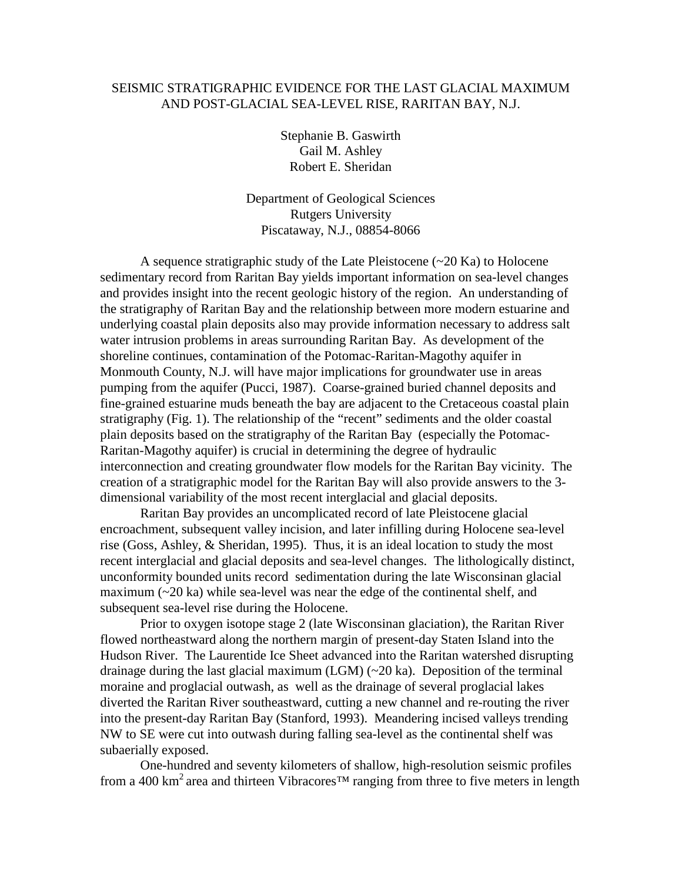# SEISMIC STRATIGRAPHIC EVIDENCE FOR THE LAST GLACIAL MAXIMUM AND POST-GLACIAL SEA-LEVEL RISE, RARITAN BAY, N.J.

Stephanie B. Gaswirth
Gail M. Ashley
Robert E. Sheridan

Department of Geological Sciences
Rutgers University
Piscataway, N.J., 08854-8066

A sequence stratigraphic study of the Late Pleistocene (~20 Ka) to Holocene sedimentary record from Raritan Bay yields important information on sea-level changes and provides insight into the recent geologic history of the region. An understanding of the stratigraphy of Raritan Bay and the relationship between more modern estuarine and underlying coastal plain deposits also may provide information necessary to address salt water intrusion problems in areas surrounding Raritan Bay. As development of the shoreline continues, contamination of the Potomac-Raritan-Magothy aquifer in Monmouth County, N.J. will have major implications for groundwater use in areas pumping from the aquifer (Pucci, 1987). Coarse-grained buried channel deposits and fine-grained estuarine muds beneath the bay are adjacent to the Cretaceous coastal plain stratigraphy (Fig. 1). The relationship of the "recent" sediments and the older coastal plain deposits based on the stratigraphy of the Raritan Bay (especially the Potomac-Raritan-Magothy aquifer) is crucial in determining the degree of hydraulic interconnection and creating groundwater flow models for the Raritan Bay vicinity. The creation of a stratigraphic model for the Raritan Bay will also provide answers to the 3-dimensional variability of the most recent interglacial and glacial deposits.

Raritan Bay provides an uncomplicated record of late Pleistocene glacial encroachment, subsequent valley incision, and later infilling during Holocene sea-level rise (Goss, Ashley, & Sheridan, 1995). Thus, it is an ideal location to study the most recent interglacial and glacial deposits and sea-level changes. The lithologically distinct, unconformity bounded units record sedimentation during the late Wisconsinan glacial maximum (~20 ka) while sea-level was near the edge of the continental shelf, and subsequent sea-level rise during the Holocene.

Prior to oxygen isotope stage 2 (late Wisconsinan glaciation), the Raritan River flowed northeastward along the northern margin of present-day Staten Island into the Hudson River. The Laurentide Ice Sheet advanced into the Raritan watershed disrupting drainage during the last glacial maximum (LGM) (~20 ka). Deposition of the terminal moraine and proglacial outwash, as well as the drainage of several proglacial lakes diverted the Raritan River southeastward, cutting a new channel and re-routing the river into the present-day Raritan Bay (Stanford, 1993). Meandering incised valleys trending NW to SE were cut into outwash during falling sea-level as the continental shelf was subaerially exposed.

One-hundred and seventy kilometers of shallow, high-resolution seismic profiles from a 400 $km^2$ area and thirteen Vibracores™ ranging from three to five meters in length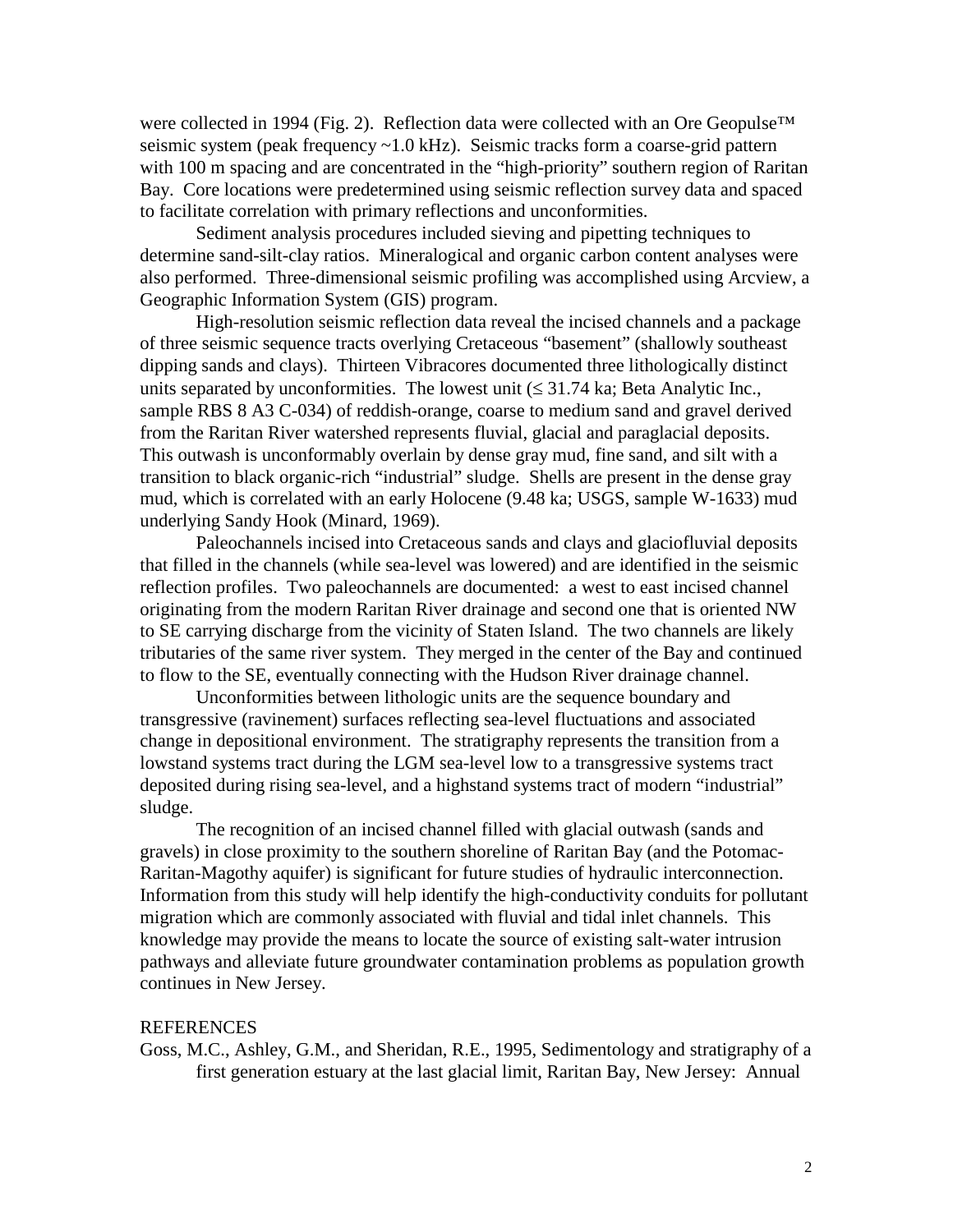were collected in 1994 (Fig. 2). Reflection data were collected with an Ore Geopulse™ seismic system (peak frequency ~1.0 kHz). Seismic tracks form a coarse-grid pattern with 100 m spacing and are concentrated in the "high-priority" southern region of Raritan Bay. Core locations were predetermined using seismic reflection survey data and spaced to facilitate correlation with primary reflections and unconformities.

Sediment analysis procedures included sieving and pipetting techniques to determine sand-silt-clay ratios. Mineralogical and organic carbon content analyses were also performed. Three-dimensional seismic profiling was accomplished using Arcview, a Geographic Information System (GIS) program.

High-resolution seismic reflection data reveal the incised channels and a package of three seismic sequence tracts overlying Cretaceous "basement" (shallowly southeast dipping sands and clays). Thirteen Vibracores documented three lithologically distinct units separated by unconformities. The lowest unit ($\leq$ 31.74 ka; Beta Analytic Inc., sample RBS 8 A3 C-034) of reddish-orange, coarse to medium sand and gravel derived from the Raritan River watershed represents fluvial, glacial and paraglacial deposits. This outwash is unconformably overlain by dense gray mud, fine sand, and silt with a transition to black organic-rich "industrial" sludge. Shells are present in the dense gray mud, which is correlated with an early Holocene (9.48 ka; USGS, sample W-1633) mud underlying Sandy Hook (Minard, 1969).

Paleochannels incised into Cretaceous sands and clays and glaciofluvial deposits that filled in the channels (while sea-level was lowered) and are identified in the seismic reflection profiles. Two paleochannels are documented: a west to east incised channel originating from the modern Raritan River drainage and second one that is oriented NW to SE carrying discharge from the vicinity of Staten Island. The two channels are likely tributaries of the same river system. They merged in the center of the Bay and continued to flow to the SE, eventually connecting with the Hudson River drainage channel.

Unconformities between lithologic units are the sequence boundary and transgressive (ravinement) surfaces reflecting sea-level fluctuations and associated change in depositional environment. The stratigraphy represents the transition from a lowstand systems tract during the LGM sea-level low to a transgressive systems tract deposited during rising sea-level, and a highstand systems tract of modern "industrial" sludge.

The recognition of an incised channel filled with glacial outwash (sands and gravels) in close proximity to the southern shoreline of Raritan Bay (and the Potomac-Raritan-Magothy aquifer) is significant for future studies of hydraulic interconnection. Information from this study will help identify the high-conductivity conduits for pollutant migration which are commonly associated with fluvial and tidal inlet channels. This knowledge may provide the means to locate the source of existing salt-water intrusion pathways and alleviate future groundwater contamination problems as population growth continues in New Jersey.

## REFERENCES

Goss, M.C., Ashley, G.M., and Sheridan, R.E., 1995, Sedimentology and stratigraphy of a first generation estuary at the last glacial limit, Raritan Bay, New Jersey: Annual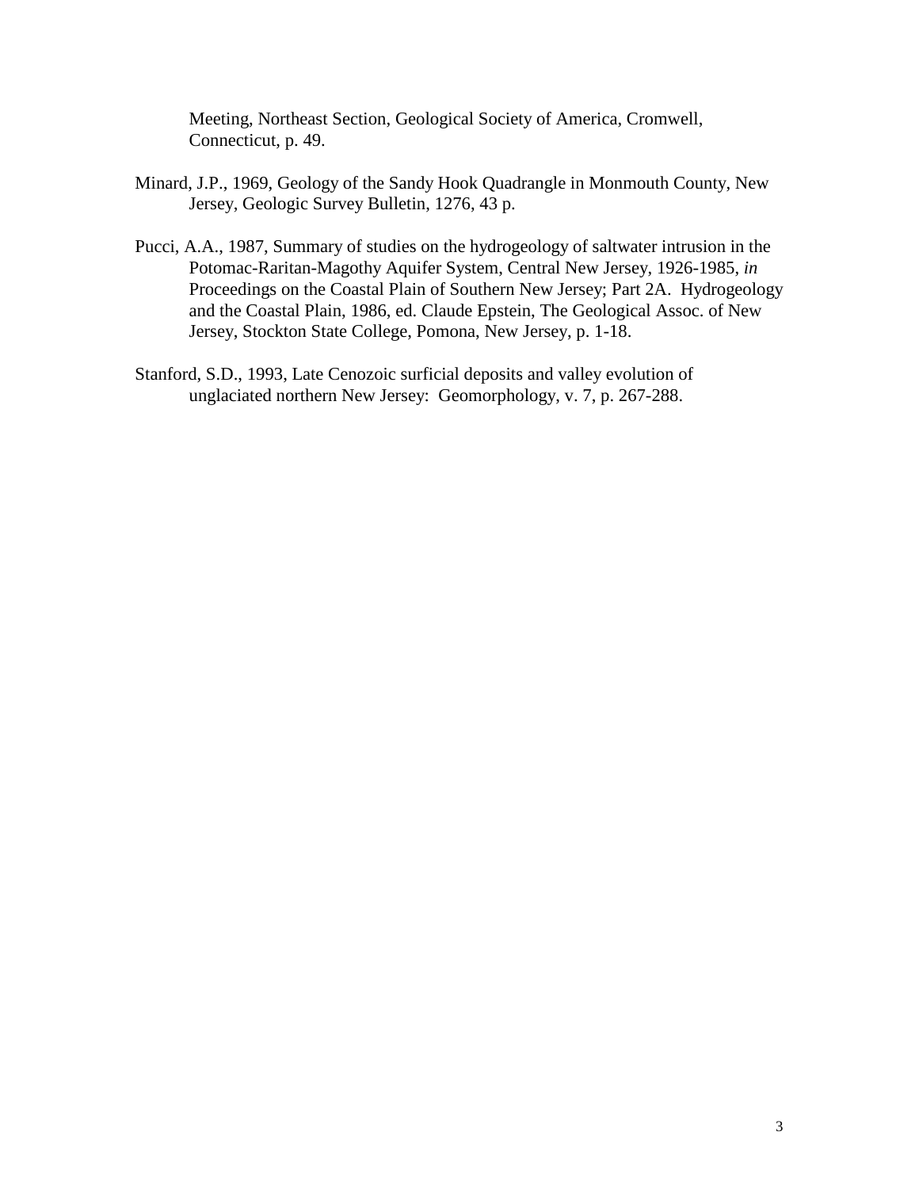Meeting, Northeast Section, Geological Society of America, Cromwell, Connecticut, p. 49.

Minard, J.P., 1969, Geology of the Sandy Hook Quadrangle in Monmouth County, New Jersey, Geologic Survey Bulletin, 1276, 43 p.

Pucci, A.A., 1987, Summary of studies on the hydrogeology of saltwater intrusion in the Potomac-Raritan-Magothy Aquifer System, Central New Jersey, 1926-1985, *in* Proceedings on the Coastal Plain of Southern New Jersey; Part 2A. Hydrogeology and the Coastal Plain, 1986, ed. Claude Epstein, The Geological Assoc. of New Jersey, Stockton State College, Pomona, New Jersey, p. 1-18.

Stanford, S.D., 1993, Late Cenozoic surficial deposits and valley evolution of unglaciated northern New Jersey: Geomorphology, v. 7, p. 267-288.